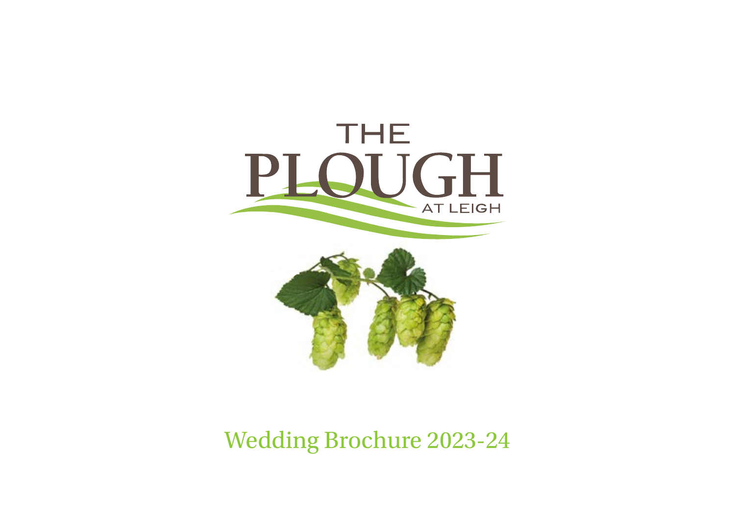# THE PLOUGH AT LEIGH

Wedding Brochure 2023-24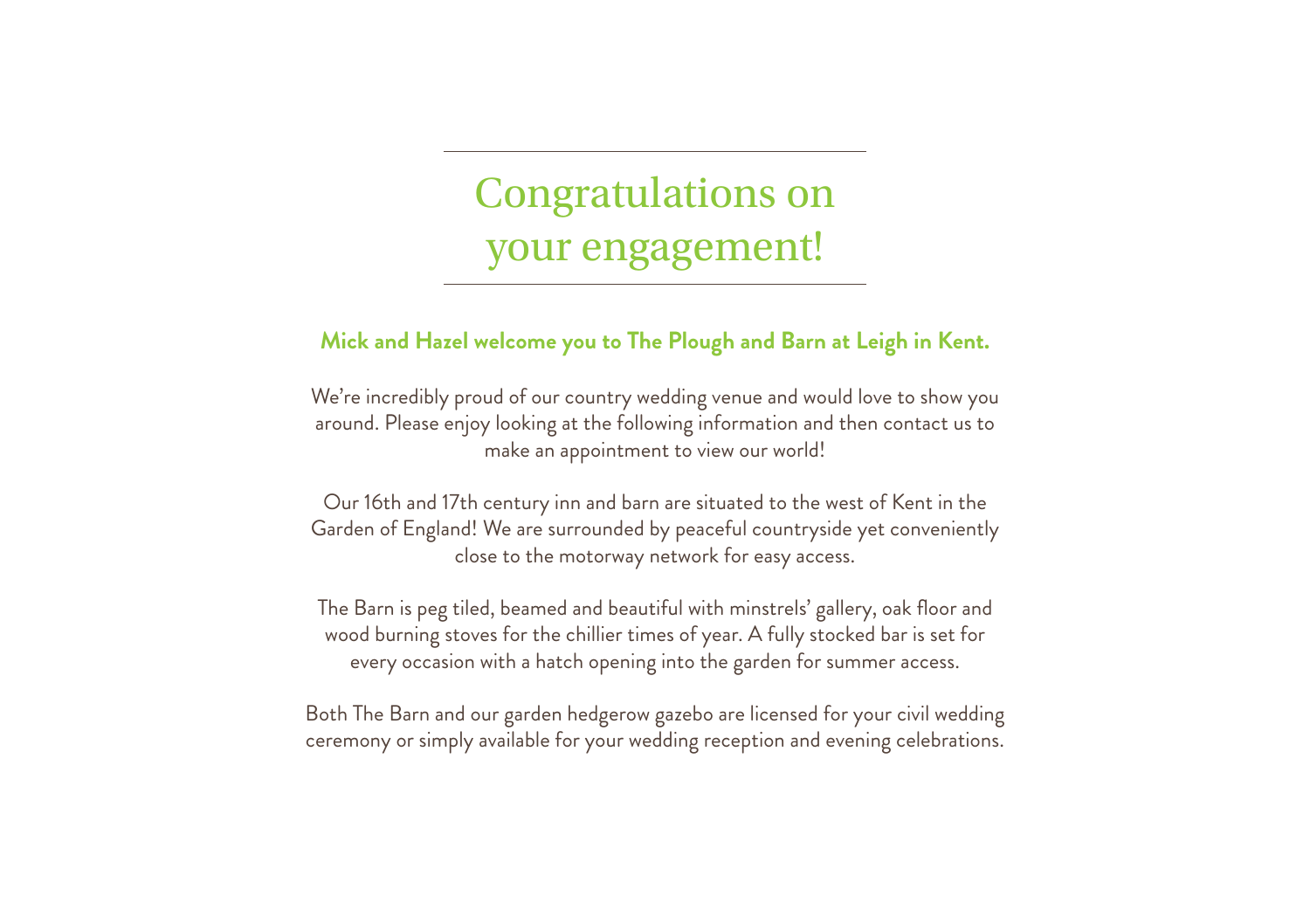# Congratulations on your engagement!

**Mick and Hazel welcome you to The Plough and Barn at Leigh in Kent.**

We're incredibly proud of our country wedding venue and would love to show you around. Please enjoy looking at the following information and then contact us to make an appointment to view our world!

Our 16th and 17th century inn and barn are situated to the west of Kent in the Garden of England! We are surrounded by peaceful countryside yet conveniently close to the motorway network for easy access.

The Barn is peg tiled, beamed and beautiful with minstrels' gallery, oak floor and wood burning stoves for the chillier times of year. A fully stocked bar is set for every occasion with a hatch opening into the garden for summer access.

Both The Barn and our garden hedgerow gazebo are licensed for your civil wedding ceremony or simply available for your wedding reception and evening celebrations.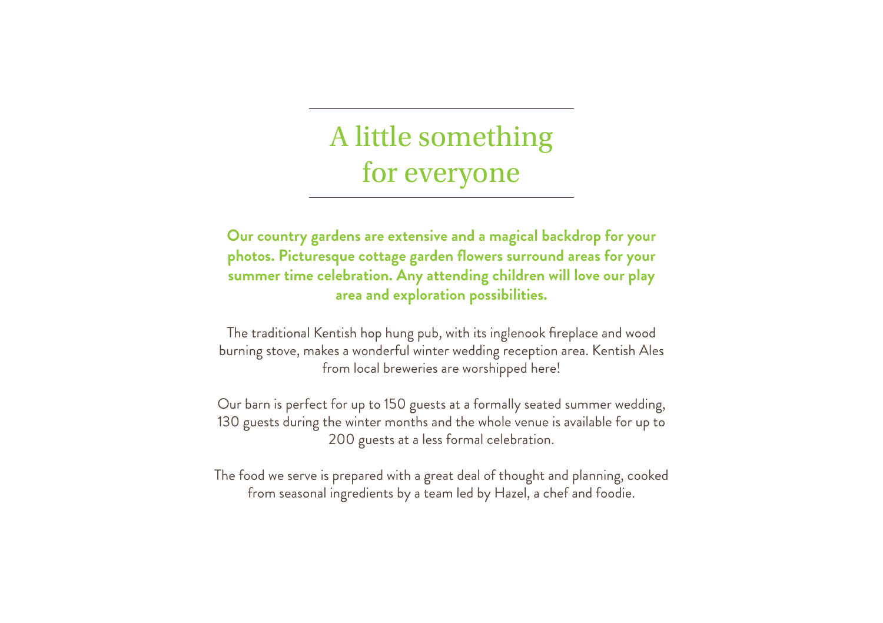# A little something for everyone

**Our country gardens are extensive and a magical backdrop for your photos. Picturesque cottage garden flowers surround areas for your summer time celebration. Any attending children will love our play area and exploration possibilities.**

The traditional Kentish hop hung pub, with its inglenook fireplace and wood burning stove, makes a wonderful winter wedding reception area. Kentish Ales from local breweries are worshipped here!

Our barn is perfect for up to 150 guests at a formally seated summer wedding, 130 guests during the winter months and the whole venue is available for up to 200 guests at a less formal celebration.

The food we serve is prepared with a great deal of thought and planning, cooked from seasonal ingredients by a team led by Hazel, a chef and foodie.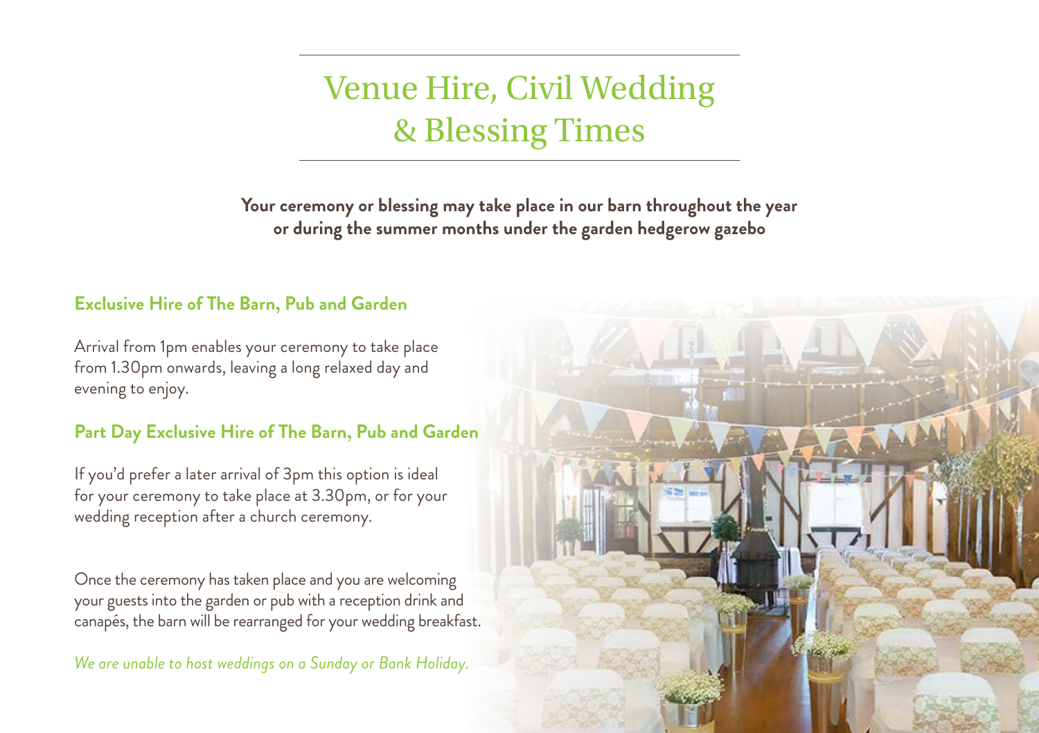# Venue Hire, Civil Wedding & Blessing Times

**Your ceremony or blessing may take place in our barn throughout the year or during the summer months under the garden hedgerow gazebo**

## Exclusive Hire of The Barn, Pub and Garden

Arrival from 1pm enables your ceremony to take place from 1.30pm onwards, leaving a long relaxed day and evening to enjoy.

## Part Day Exclusive Hire of The Barn, Pub and Garden

If you'd prefer a later arrival of 3pm this option is ideal for your ceremony to take place at 3.30pm, or for your wedding reception after a church ceremony.

Once the ceremony has taken place and you are welcoming your guests into the garden or pub with a reception drink and canapés, the barn will be rearranged for your wedding breakfast.

*We are unable to host weddings on a Sunday or Bank Holiday.*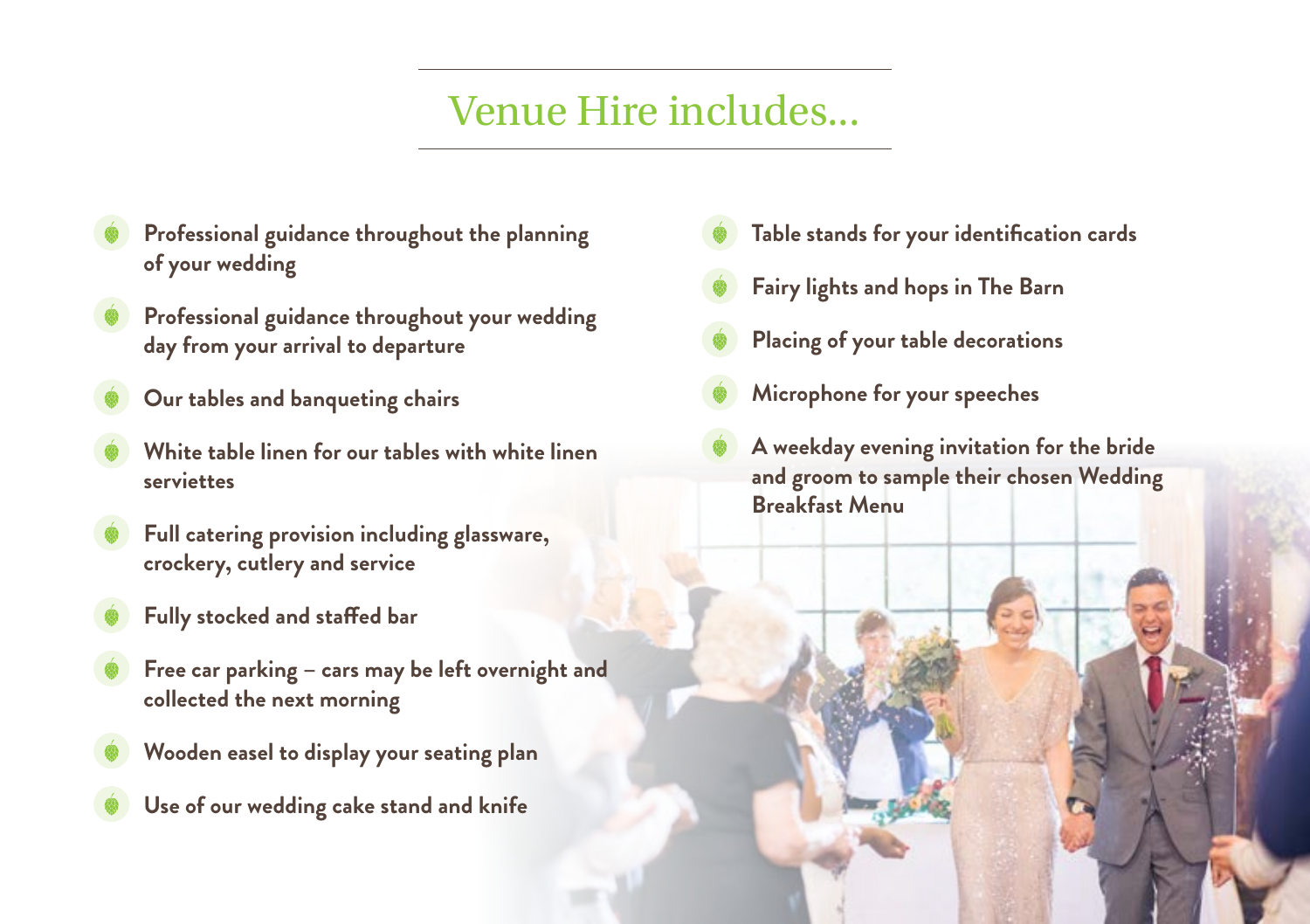# Venue Hire includes...

- Professional guidance throughout the planning of your wedding
- Professional guidance throughout your wedding day from your arrival to departure
- Our tables and banqueting chairs
- White table linen for our tables with white linen serviettes
- Full catering provision including glassware, crockery, cutlery and service
- Fully stocked and staffed bar
- Free car parking – cars may be left overnight and collected the next morning
- Wooden easel to display your seating plan
- Use of our wedding cake stand and knife
- Table stands for your identification cards
- Fairy lights and hops in The Barn
- Placing of your table decorations
- Microphone for your speeches
- A weekday evening invitation for the bride and groom to sample their chosen Wedding Breakfast Menu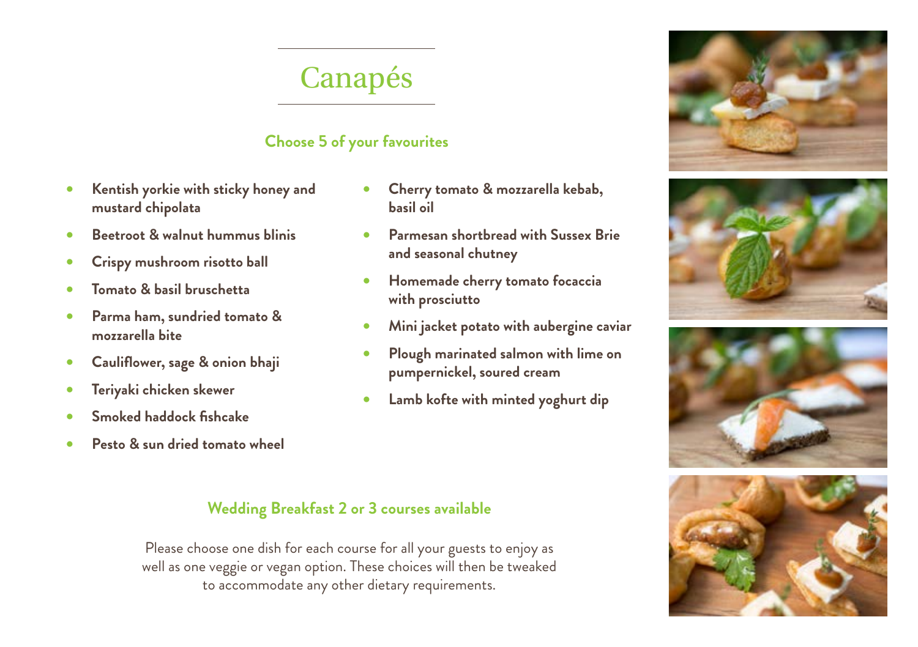# Canapés

### Choose 5 of your favourites

- **Kentish yorkie with sticky honey and mustard chipolata**
- **Beetroot & walnut hummus blinis**
- **Crispy mushroom risotto ball**
- **Tomato & basil bruschetta**
- **Parma ham, sundried tomato & mozzarella bite**
- **Cauliflower, sage & onion bhaji**
- **Teriyaki chicken skewer**
- **Smoked haddock fishcake**
- **Pesto & sun dried tomato wheel**
- **Cherry tomato & mozzarella kebab, basil oil**
- **Parmesan shortbread with Sussex Brie and seasonal chutney**
- **Homemade cherry tomato focaccia with prosciutto**
- **Mini jacket potato with aubergine caviar**
- **Plough marinated salmon with lime on pumpernickel, soured cream**
- **Lamb kofte with minted yoghurt dip**

### Wedding Breakfast 2 or 3 courses available

Please choose one dish for each course for all your guests to enjoy as well as one veggie or vegan option. These choices will then be tweaked to accommodate any other dietary requirements.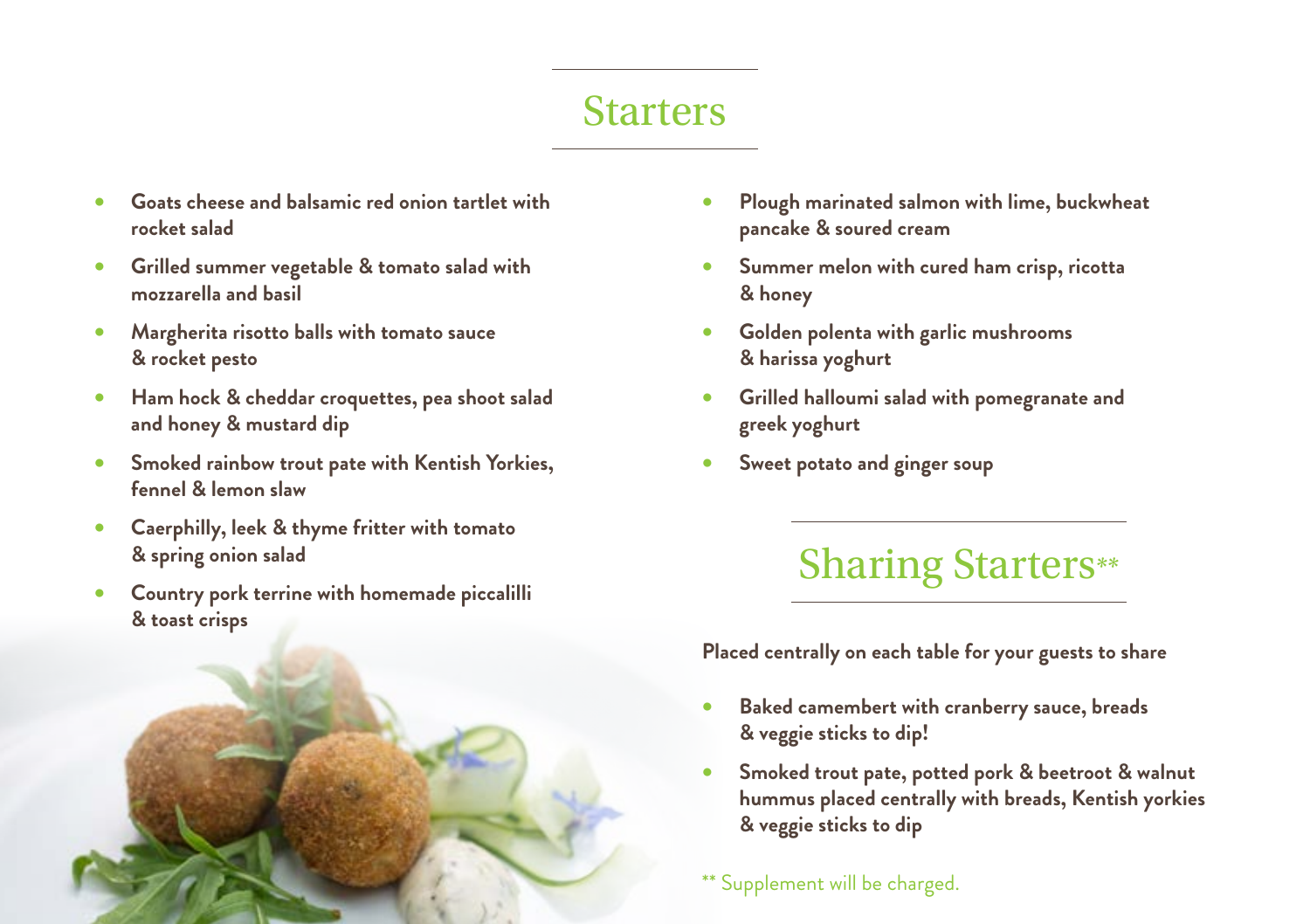# Starters

- **Goats cheese and balsamic red onion tartlet with rocket salad**
- **Grilled summer vegetable & tomato salad with mozzarella and basil**
- **Margherita risotto balls with tomato sauce & rocket pesto**
- **Ham hock & cheddar croquettes, pea shoot salad and honey & mustard dip**
- **Smoked rainbow trout pate with Kentish Yorkies, fennel & lemon slaw**
- **Caerphilly, leek & thyme fritter with tomato & spring onion salad**
- **Country pork terrine with homemade piccalilli & toast crisps**
- **Plough marinated salmon with lime, buckwheat pancake & soured cream**
- **Summer melon with cured ham crisp, ricotta & honey**
- **Golden polenta with garlic mushrooms & harissa yoghurt**
- **Grilled halloumi salad with pomegranate and greek yoghurt**
- **Sweet potato and ginger soup**

# Sharing Starters**

**Placed centrally on each table for your guests to share**

- **Baked camembert with cranberry sauce, breads & veggie sticks to dip!**
- **Smoked trout pate, potted pork & beetroot & walnut hummus placed centrally with breads, Kentish yorkies & veggie sticks to dip**

** Supplement will be charged.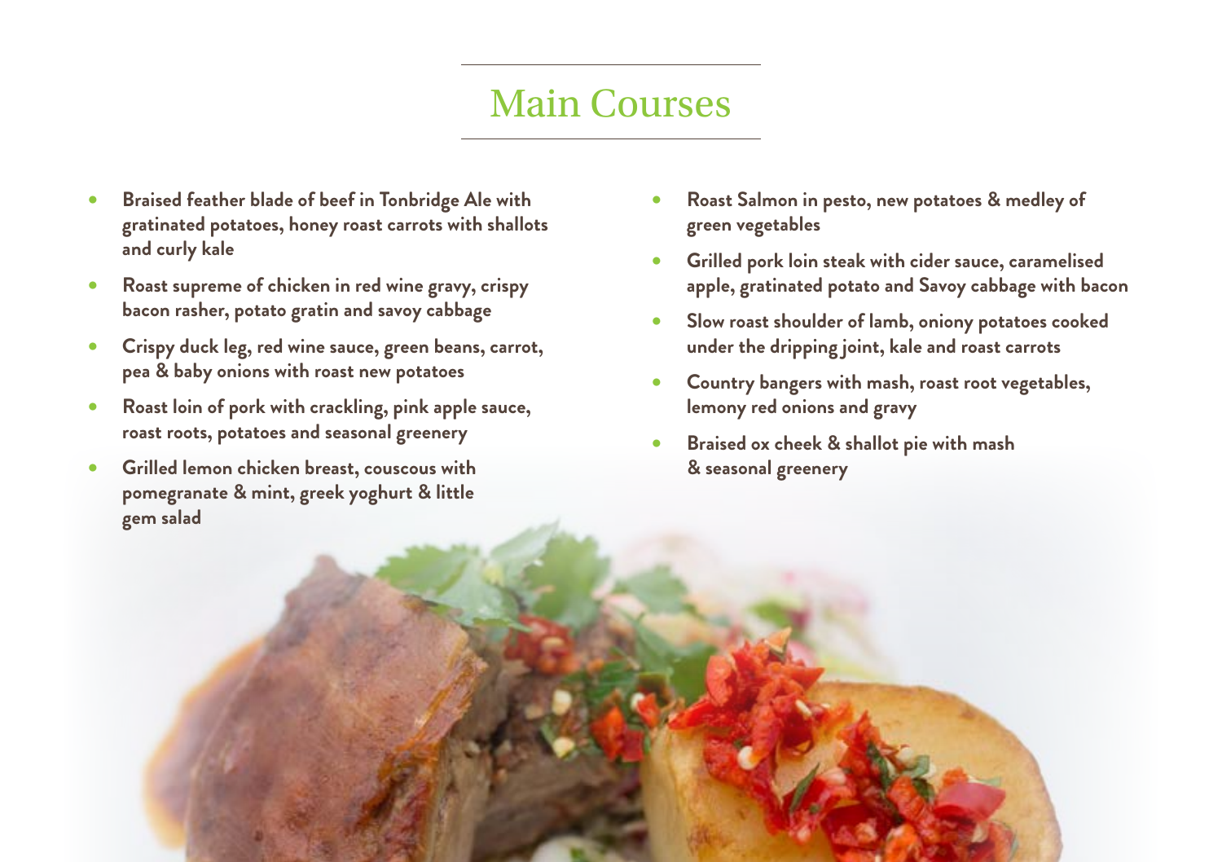# Main Courses

- **Braised feather blade of beef in Tonbridge Ale with gratinated potatoes, honey roast carrots with shallots and curly kale**
- **Roast supreme of chicken in red wine gravy, crispy bacon rasher, potato gratin and savoy cabbage**
- **Crispy duck leg, red wine sauce, green beans, carrot, pea & baby onions with roast new potatoes**
- **Roast loin of pork with crackling, pink apple sauce, roast roots, potatoes and seasonal greenery**
- **Grilled lemon chicken breast, couscous with pomegranate & mint, greek yoghurt & little gem salad**
- **Roast Salmon in pesto, new potatoes & medley of green vegetables**
- **Grilled pork loin steak with cider sauce, caramelised apple, gratinated potato and Savoy cabbage with bacon**
- **Slow roast shoulder of lamb, oniony potatoes cooked under the dripping joint, kale and roast carrots**
- **Country bangers with mash, roast root vegetables, lemony red onions and gravy**
- **Braised ox cheek & shallot pie with mash & seasonal greenery**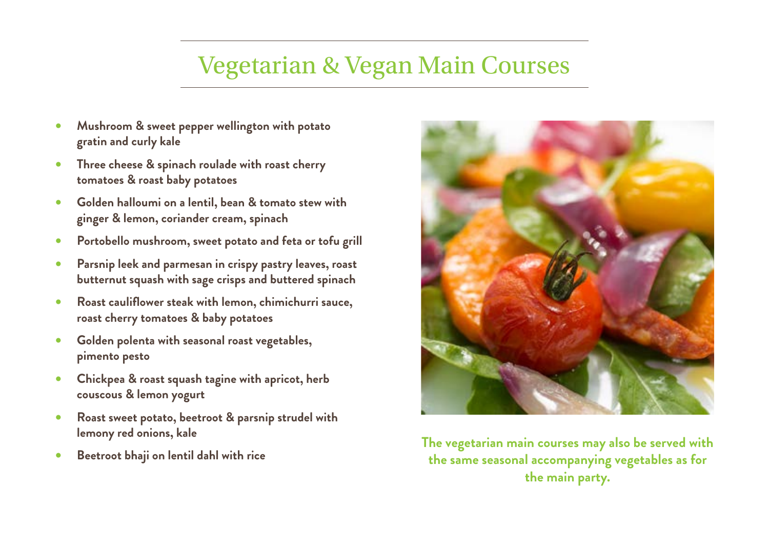# Vegetarian & Vegan Main Courses

- **Mushroom & sweet pepper wellington with potato gratin and curly kale**
- **Three cheese & spinach roulade with roast cherry tomatoes & roast baby potatoes**
- **Golden halloumi on a lentil, bean & tomato stew with ginger & lemon, coriander cream, spinach**
- **Portobello mushroom, sweet potato and feta or tofu grill**
- **Parsnip leek and parmesan in crispy pastry leaves, roast butternut squash with sage crisps and buttered spinach**
- **Roast cauliflower steak with lemon, chimichurri sauce, roast cherry tomatoes & baby potatoes**
- **Golden polenta with seasonal roast vegetables, pimento pesto**
- **Chickpea & roast squash tagine with apricot, herb couscous & lemon yogurt**
- **Roast sweet potato, beetroot & parsnip strudel with lemony red onions, kale**
- **Beetroot bhaji on lentil dahl with rice**

**The vegetarian main courses may also be served with the same seasonal accompanying vegetables as for the main party.**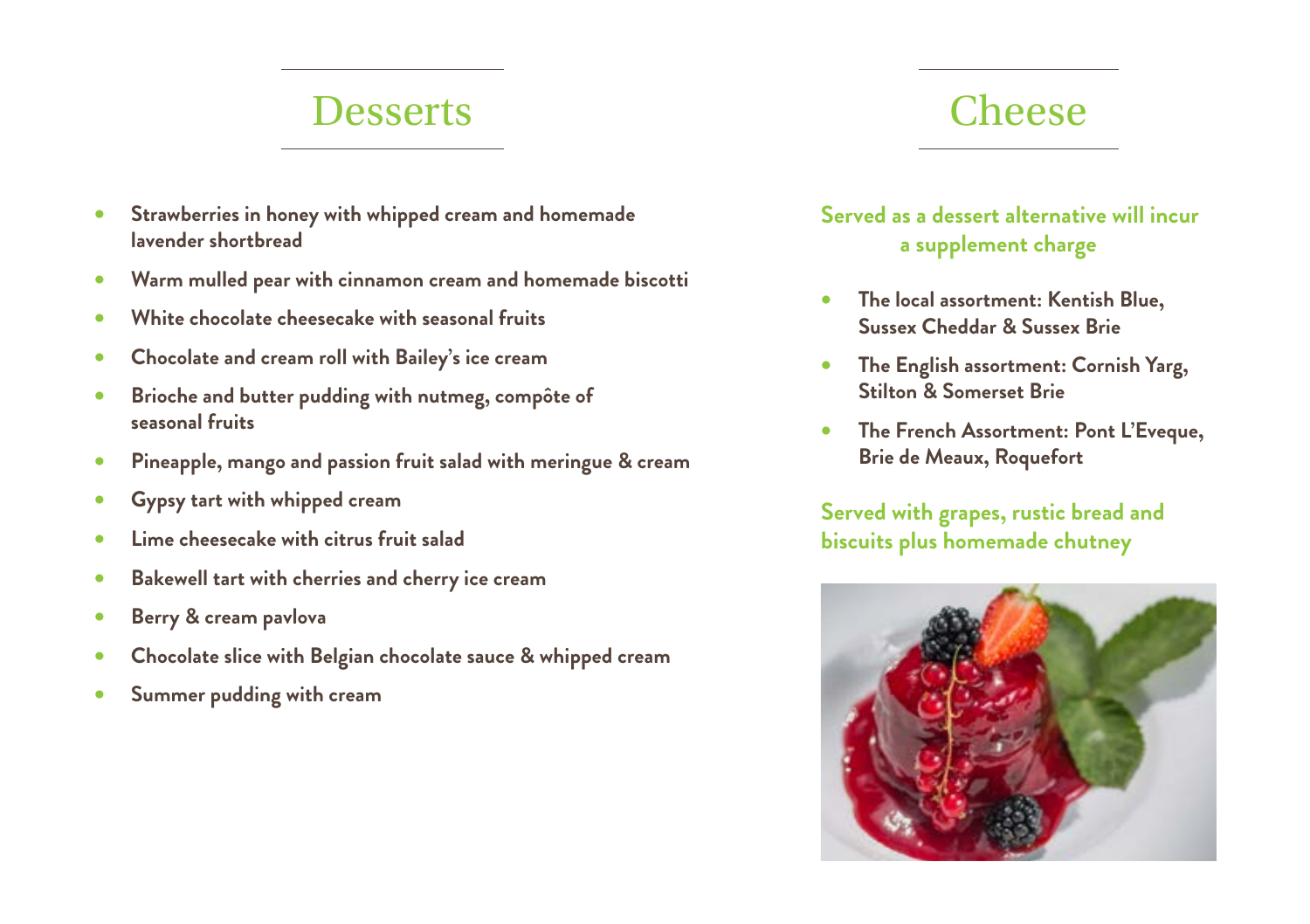## Desserts

- Strawberries in honey with whipped cream and homemade lavender shortbread
- Warm mulled pear with cinnamon cream and homemade biscotti
- White chocolate cheesecake with seasonal fruits
- Chocolate and cream roll with Bailey's ice cream
- Brioche and butter pudding with nutmeg, compôte of seasonal fruits
- Pineapple, mango and passion fruit salad with meringue & cream
- Gypsy tart with whipped cream
- Lime cheesecake with citrus fruit salad
- Bakewell tart with cherries and cherry ice cream
- Berry & cream pavlova
- Chocolate slice with Belgian chocolate sauce & whipped cream
- Summer pudding with cream

## Cheese

**Served as a dessert alternative will incur a supplement charge**

- The local assortment: Kentish Blue, Sussex Cheddar & Sussex Brie
- The English assortment: Cornish Yarg, Stilton & Somerset Brie
- The French Assortment: Pont L'Eveque, Brie de Meaux, Roquefort

**Served with grapes, rustic bread and biscuits plus homemade chutney**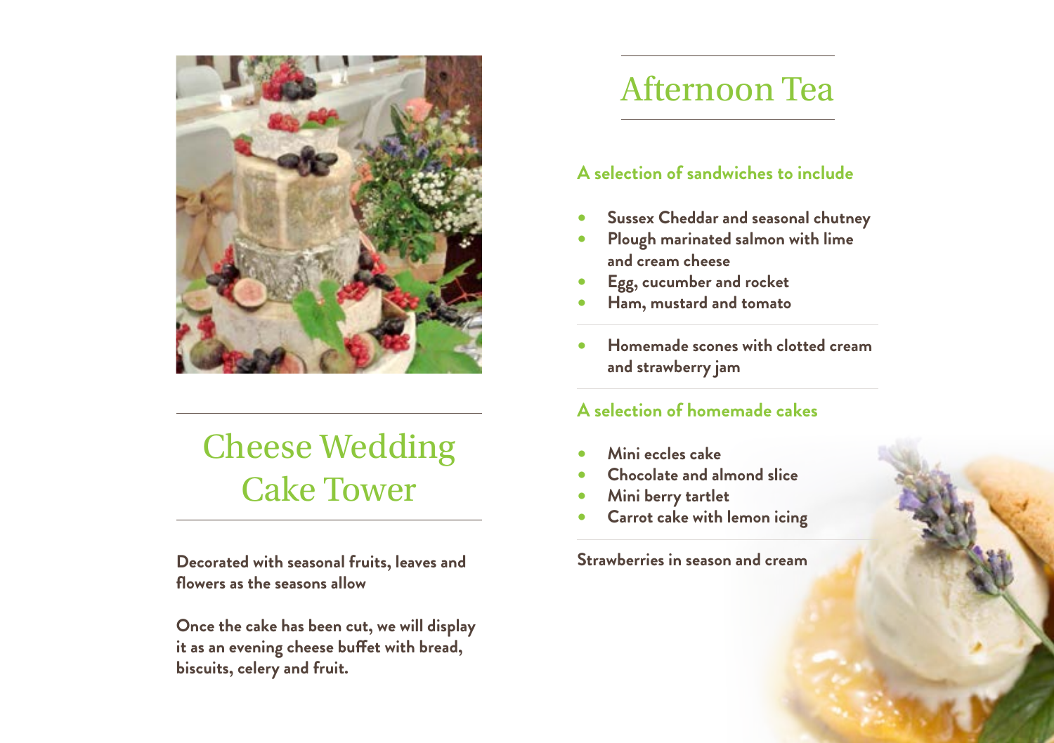## Cheese Wedding Cake Tower

**Decorated with seasonal fruits, leaves and flowers as the seasons allow**

**Once the cake has been cut, we will display it as an evening cheese buffet with bread, biscuits, celery and fruit.**

## Afternoon Tea

### A selection of sandwiches to include

- **Sussex Cheddar and seasonal chutney**
- **Plough marinated salmon with lime and cream cheese**
- **Egg, cucumber and rocket**
- **Ham, mustard and tomato**

---

- **Homemade scones with clotted cream and strawberry jam**

### A selection of homemade cakes

- **Mini eccles cake**
- **Chocolate and almond slice**
- **Mini berry tartlet**
- **Carrot cake with lemon icing**

**Strawberries in season and cream**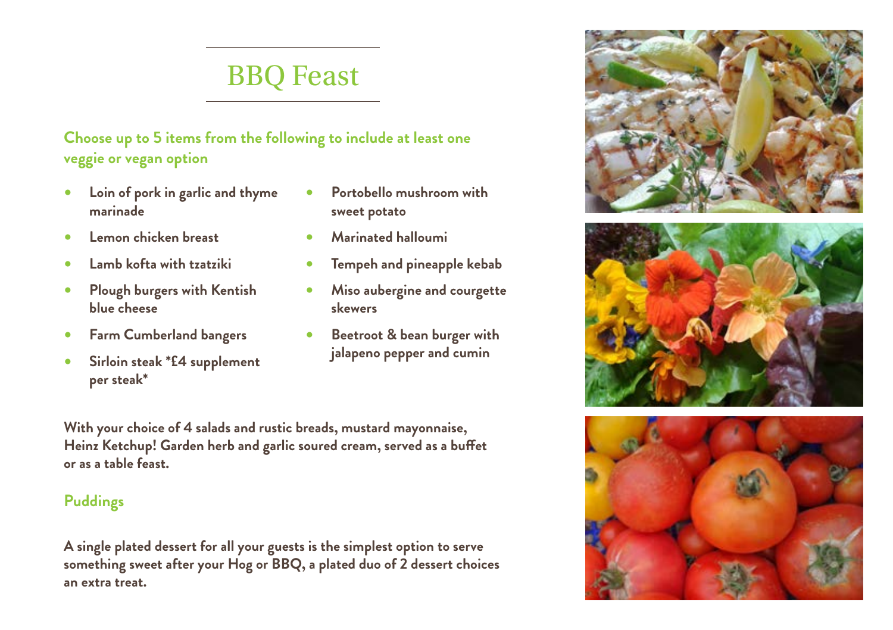# BBQ Feast

**Choose up to 5 items from the following to include at least one veggie or vegan option**

- **Loin of pork in garlic and thyme marinade**
- **Lemon chicken breast**
- **Lamb kofta with tzatziki**
- **Plough burgers with Kentish blue cheese**
- **Farm Cumberland bangers**
- **Sirloin steak *£4 supplement per steak***
- **Portobello mushroom with sweet potato**
- **Marinated halloumi**
- **Tempeh and pineapple kebab**
- **Miso aubergine and courgette skewers**
- **Beetroot & bean burger with jalapeno pepper and cumin**

**With your choice of 4 salads and rustic breads, mustard mayonnaise, Heinz Ketchup! Garden herb and garlic soured cream, served as a buffet or as a table feast.**

## Puddings

**A single plated dessert for all your guests is the simplest option to serve something sweet after your Hog or BBQ, a plated duo of 2 dessert choices an extra treat.**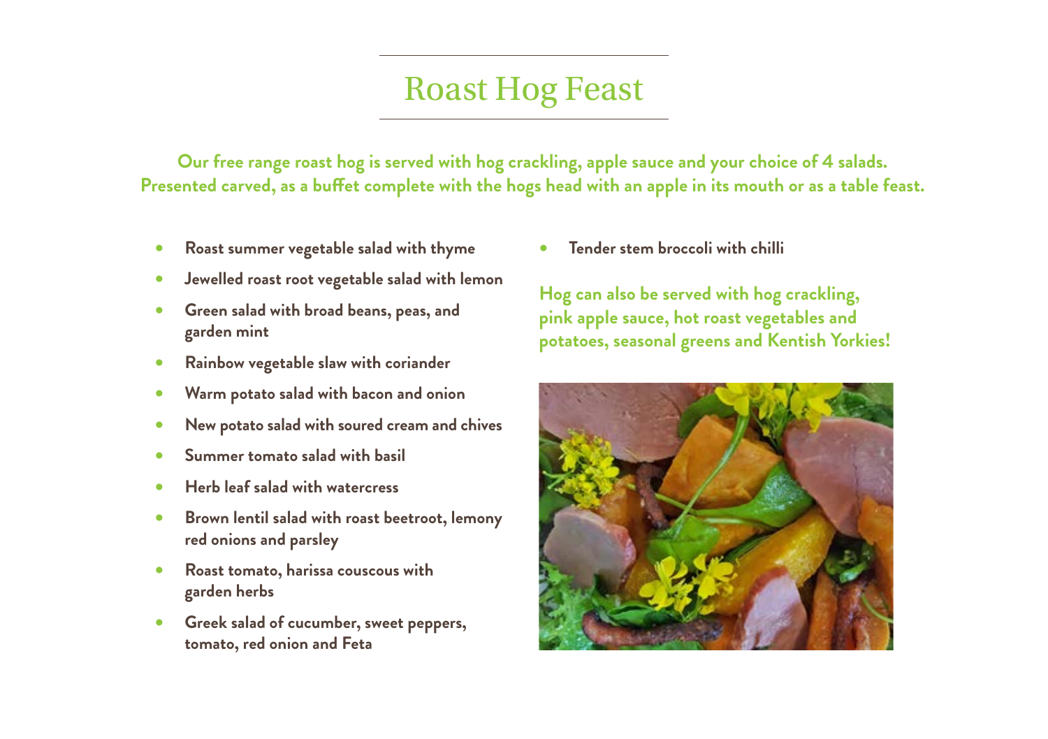# Roast Hog Feast

**Our free range roast hog is served with hog crackling, apple sauce and your choice of 4 salads. Presented carved, as a buffet complete with the hogs head with an apple in its mouth or as a table feast.**

- **Roast summer vegetable salad with thyme**
- **Jewelled roast root vegetable salad with lemon**
- **Green salad with broad beans, peas, and garden mint**
- **Rainbow vegetable slaw with coriander**
- **Warm potato salad with bacon and onion**
- **New potato salad with soured cream and chives**
- **Summer tomato salad with basil**
- **Herb leaf salad with watercress**
- **Brown lentil salad with roast beetroot, lemony red onions and parsley**
- **Roast tomato, harissa couscous with garden herbs**
- **Greek salad of cucumber, sweet peppers, tomato, red onion and Feta**
- **Tender stem broccoli with chilli**

**Hog can also be served with hog crackling, pink apple sauce, hot roast vegetables and potatoes, seasonal greens and Kentish Yorkies!**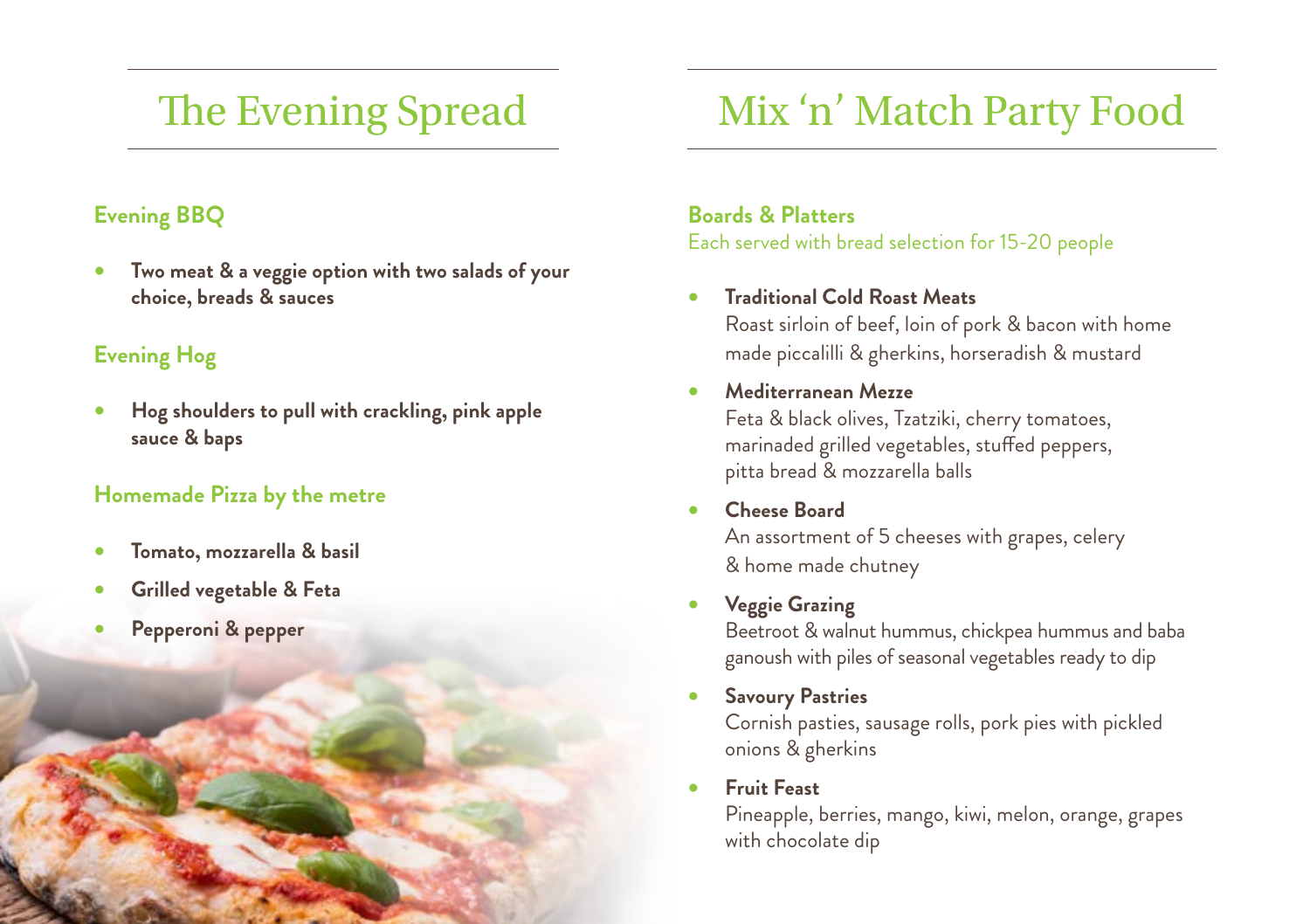# The Evening Spread

### Evening BBQ

- **Two meat & a veggie option with two salads of your choice, breads & sauces**

### Evening Hog

- **Hog shoulders to pull with crackling, pink apple sauce & baps**

### Homemade Pizza by the metre

- **Tomato, mozzarella & basil**
- **Grilled vegetable & Feta**
- **Pepperoni & pepper**

# Mix 'n' Match Party Food

### Boards & Platters

Each served with bread selection for 15-20 people

- **Traditional Cold Roast Meats**
  Roast sirloin of beef, loin of pork & bacon with home made piccalilli & gherkins, horseradish & mustard
- **Mediterranean Mezze**
  Feta & black olives, Tzatziki, cherry tomatoes, marinaded grilled vegetables, stuffed peppers, pitta bread & mozzarella balls
- **Cheese Board**
  An assortment of 5 cheeses with grapes, celery & home made chutney
- **Veggie Grazing**
  Beetroot & walnut hummus, chickpea hummus and baba ganoush with piles of seasonal vegetables ready to dip
- **Savoury Pastries**
  Cornish pasties, sausage rolls, pork pies with pickled onions & gherkins
- **Fruit Feast**
  Pineapple, berries, mango, kiwi, melon, orange, grapes with chocolate dip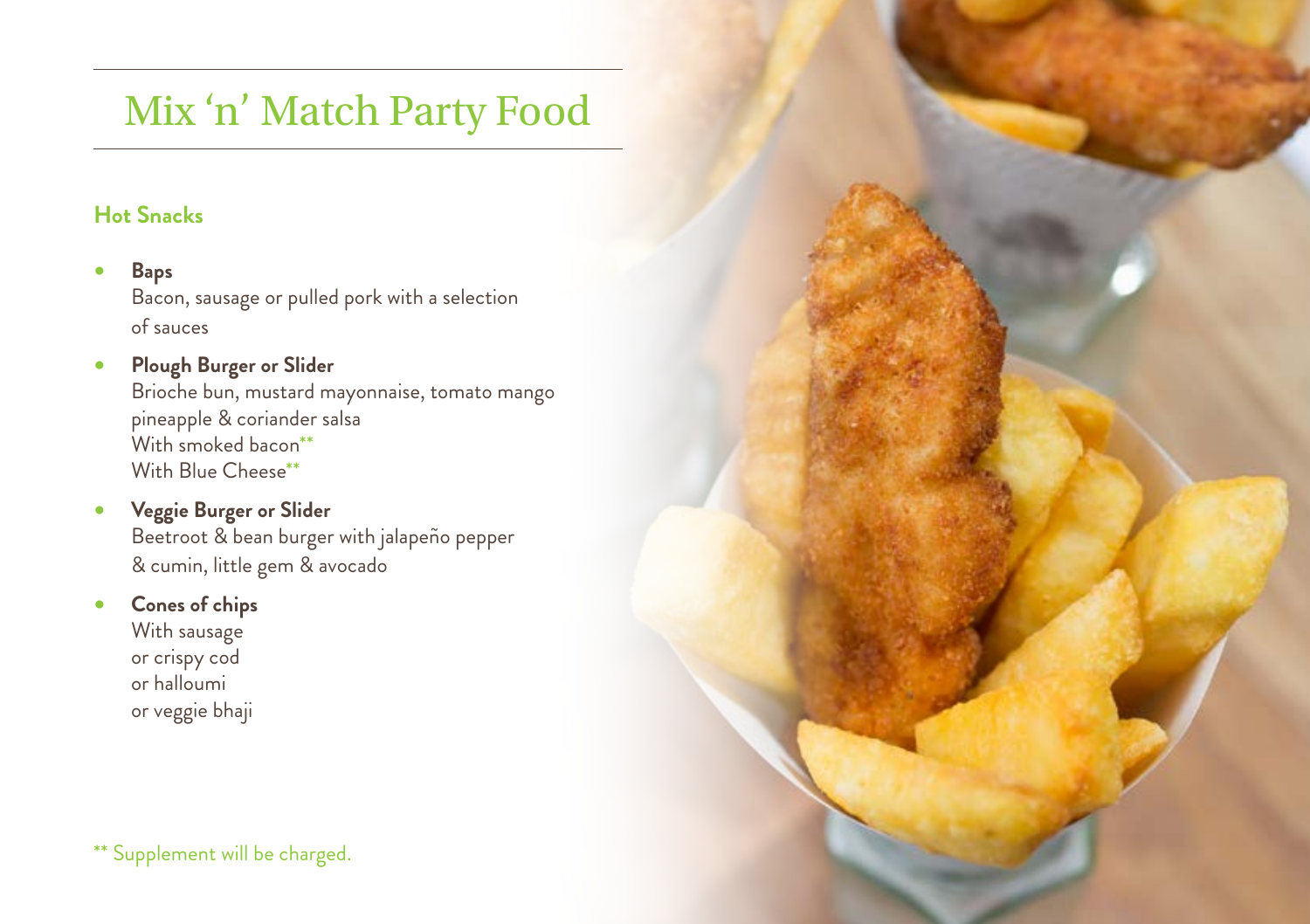# Mix 'n' Match Party Food

## Hot Snacks

- **Baps**
  Bacon, sausage or pulled pork with a selection of sauces
- **Plough Burger or Slider**
  Brioche bun, mustard mayonnaise, tomato mango pineapple & coriander salsa
  With smoked bacon**
  With Blue Cheese**
- **Veggie Burger or Slider**
  Beetroot & bean burger with jalapeño pepper & cumin, little gem & avocado
- **Cones of chips**
  With sausage
  or crispy cod
  or halloumi
  or veggie bhaji

** Supplement will be charged.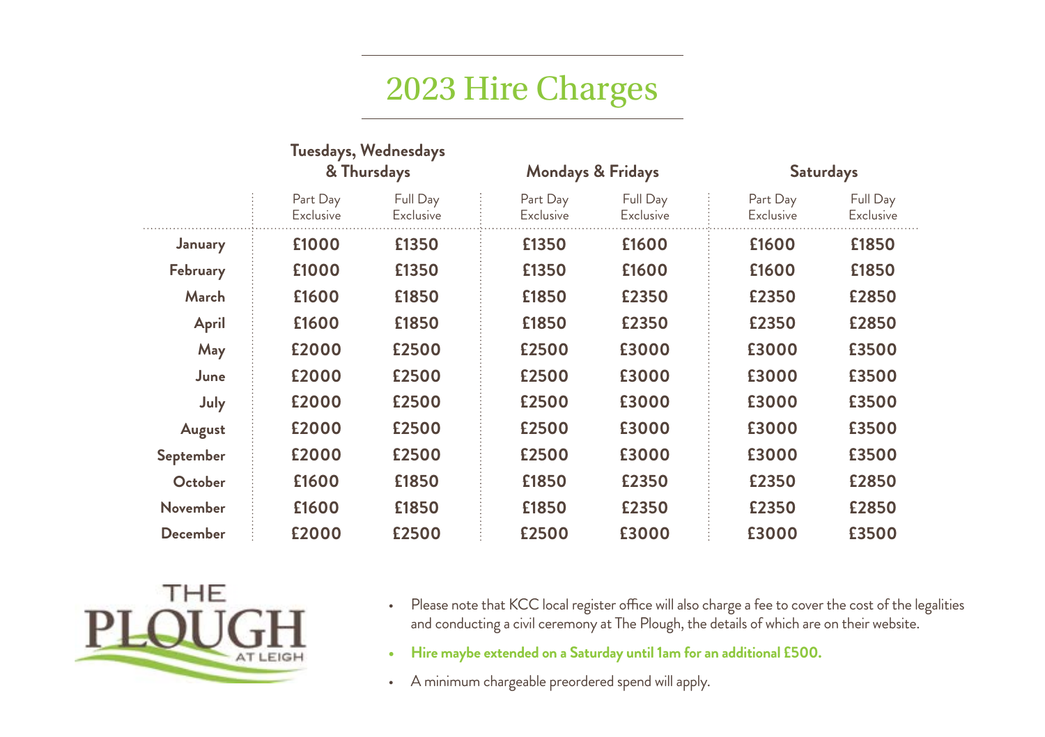# 2023 Hire Charges

| | Tuesdays, Wednesdays & Thursdays | | Mondays & Fridays | | Saturdays | |
|---|---|---|---|---|---|---|
| | Part Day Exclusive | Full Day Exclusive | Part Day Exclusive | Full Day Exclusive | Part Day Exclusive | Full Day Exclusive |
| **January** | **£1000** | **£1350** | **£1350** | **£1600** | **£1600** | **£1850** |
| **February** | **£1000** | **£1350** | **£1350** | **£1600** | **£1600** | **£1850** |
| **March** | **£1600** | **£1850** | **£1850** | **£2350** | **£2350** | **£2850** |
| **April** | **£1600** | **£1850** | **£1850** | **£2350** | **£2350** | **£2850** |
| **May** | **£2000** | **£2500** | **£2500** | **£3000** | **£3000** | **£3500** |
| **June** | **£2000** | **£2500** | **£2500** | **£3000** | **£3000** | **£3500** |
| **July** | **£2000** | **£2500** | **£2500** | **£3000** | **£3000** | **£3500** |
| **August** | **£2000** | **£2500** | **£2500** | **£3000** | **£3000** | **£3500** |
| **September** | **£2000** | **£2500** | **£2500** | **£3000** | **£3000** | **£3500** |
| **October** | **£1600** | **£1850** | **£1850** | **£2350** | **£2350** | **£2850** |
| **November** | **£1600** | **£1850** | **£1850** | **£2350** | **£2350** | **£2850** |
| **December** | **£2000** | **£2500** | **£2500** | **£3000** | **£3000** | **£3500** |

THE PLOUGH AT LEIGH

- Please note that KCC local register office will also charge a fee to cover the cost of the legalities and conducting a civil ceremony at The Plough, the details of which are on their website.
- **Hire maybe extended on a Saturday until 1am for an additional £500.**
- A minimum chargeable preordered spend will apply.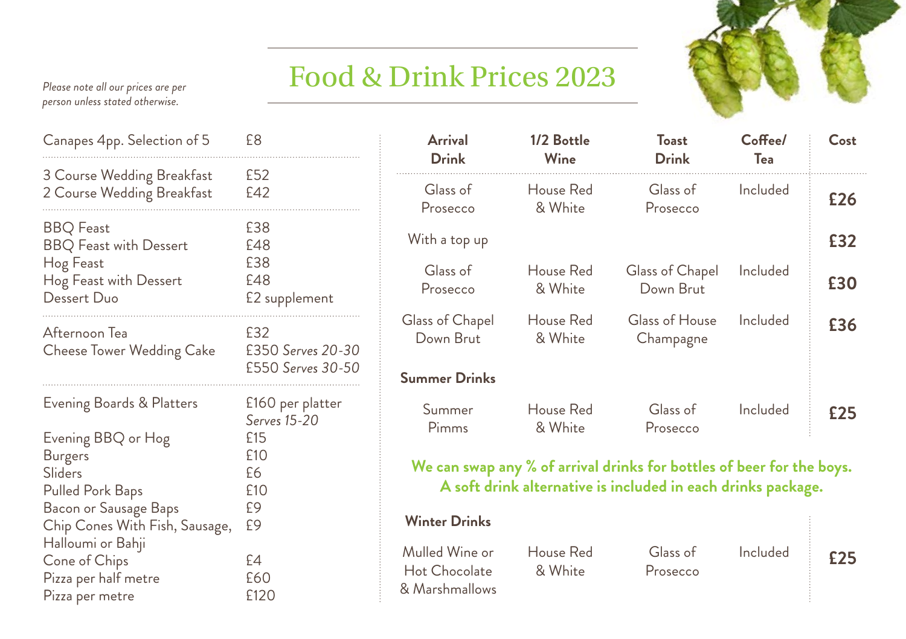# Food & Drink Prices 2023

*Please note all our prices are per person unless stated otherwise.*

| Item | Price |
|---|---|
| Canapes 4pp. Selection of 5 | £8 |
| 3 Course Wedding Breakfast | £52 |
| 2 Course Wedding Breakfast | £42 |
| BBQ Feast | £38 |
| BBQ Feast with Dessert | £48 |
| Hog Feast | £38 |
| Hog Feast with Dessert | £48 |
| Dessert Duo | £2 supplement |
| Afternoon Tea | £32 |
| Cheese Tower Wedding Cake | £350 *Serves 20-30* <br> £550 *Serves 30-50* |
| Evening Boards & Platters | £160 per platter *Serves 15-20* |
| Evening BBQ or Hog | £15 |
| Burgers | £10 |
| Sliders | £6 |
| Pulled Pork Baps | £10 |
| Bacon or Sausage Baps | £9 |
| Chip Cones With Fish, Sausage, Halloumi or Bahji | £9 |
| Cone of Chips | £4 |
| Pizza per half metre | £60 |
| Pizza per metre | £120 |

| Arrival Drink | 1/2 Bottle Wine | Toast Drink | Coffee/ Tea | Cost |
|---|---|---|---|---|
| Glass of Prosecco | House Red & White | Glass of Prosecco | Included | £26 |
| With a top up | | | | £32 |
| Glass of Prosecco | House Red & White | Glass of Chapel Down Brut | Included | £30 |
| Glass of Chapel Down Brut | House Red & White | Glass of House Champagne | Included | £36 |
| **Summer Drinks** | | | | |
| Summer Pimms | House Red & White | Glass of Prosecco | Included | £25 |

**We can swap any % of arrival drinks for bottles of beer for the boys. A soft drink alternative is included in each drinks package.**

| **Winter Drinks** | | | | |
|---|---|---|---|---|
| Mulled Wine or Hot Chocolate & Marshmallows | House Red & White | Glass of Prosecco | Included | £25 |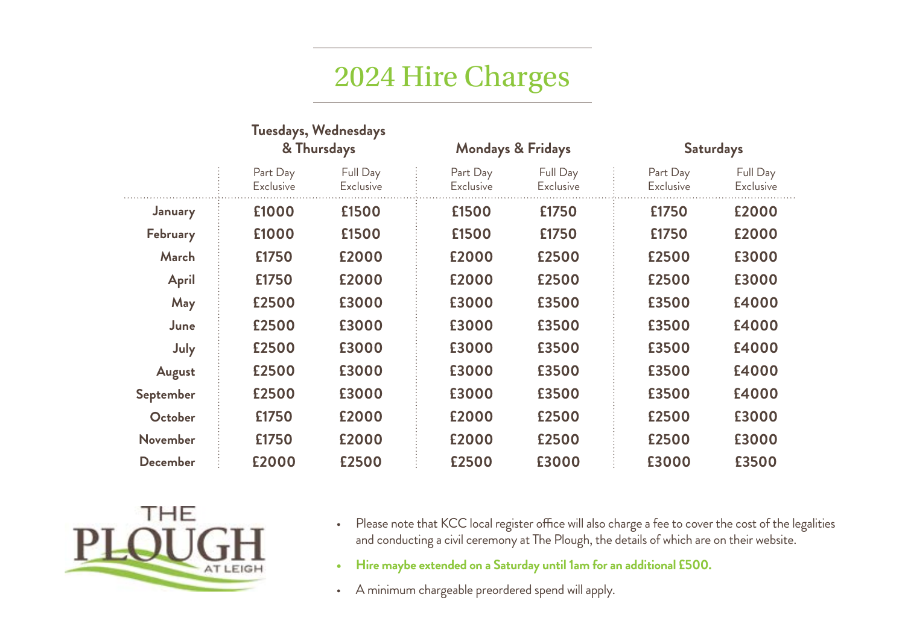# 2024 Hire Charges

| | Tuesdays, Wednesdays & Thursdays | | Mondays & Fridays | | Saturdays | |
|---|---|---|---|---|---|---|
| | Part Day Exclusive | Full Day Exclusive | Part Day Exclusive | Full Day Exclusive | Part Day Exclusive | Full Day Exclusive |
| **January** | **£1000** | **£1500** | **£1500** | **£1750** | **£1750** | **£2000** |
| **February** | **£1000** | **£1500** | **£1500** | **£1750** | **£1750** | **£2000** |
| **March** | **£1750** | **£2000** | **£2000** | **£2500** | **£2500** | **£3000** |
| **April** | **£1750** | **£2000** | **£2000** | **£2500** | **£2500** | **£3000** |
| **May** | **£2500** | **£3000** | **£3000** | **£3500** | **£3500** | **£4000** |
| **June** | **£2500** | **£3000** | **£3000** | **£3500** | **£3500** | **£4000** |
| **July** | **£2500** | **£3000** | **£3000** | **£3500** | **£3500** | **£4000** |
| **August** | **£2500** | **£3000** | **£3000** | **£3500** | **£3500** | **£4000** |
| **September** | **£2500** | **£3000** | **£3000** | **£3500** | **£3500** | **£4000** |
| **October** | **£1750** | **£2000** | **£2000** | **£2500** | **£2500** | **£3000** |
| **November** | **£1750** | **£2000** | **£2000** | **£2500** | **£2500** | **£3000** |
| **December** | **£2000** | **£2500** | **£2500** | **£3000** | **£3000** | **£3500** |

THE PLOUGH AT LEIGH

- Please note that KCC local register office will also charge a fee to cover the cost of the legalities and conducting a civil ceremony at The Plough, the details of which are on their website.
- **Hire maybe extended on a Saturday until 1am for an additional £500.**
- A minimum chargeable preordered spend will apply.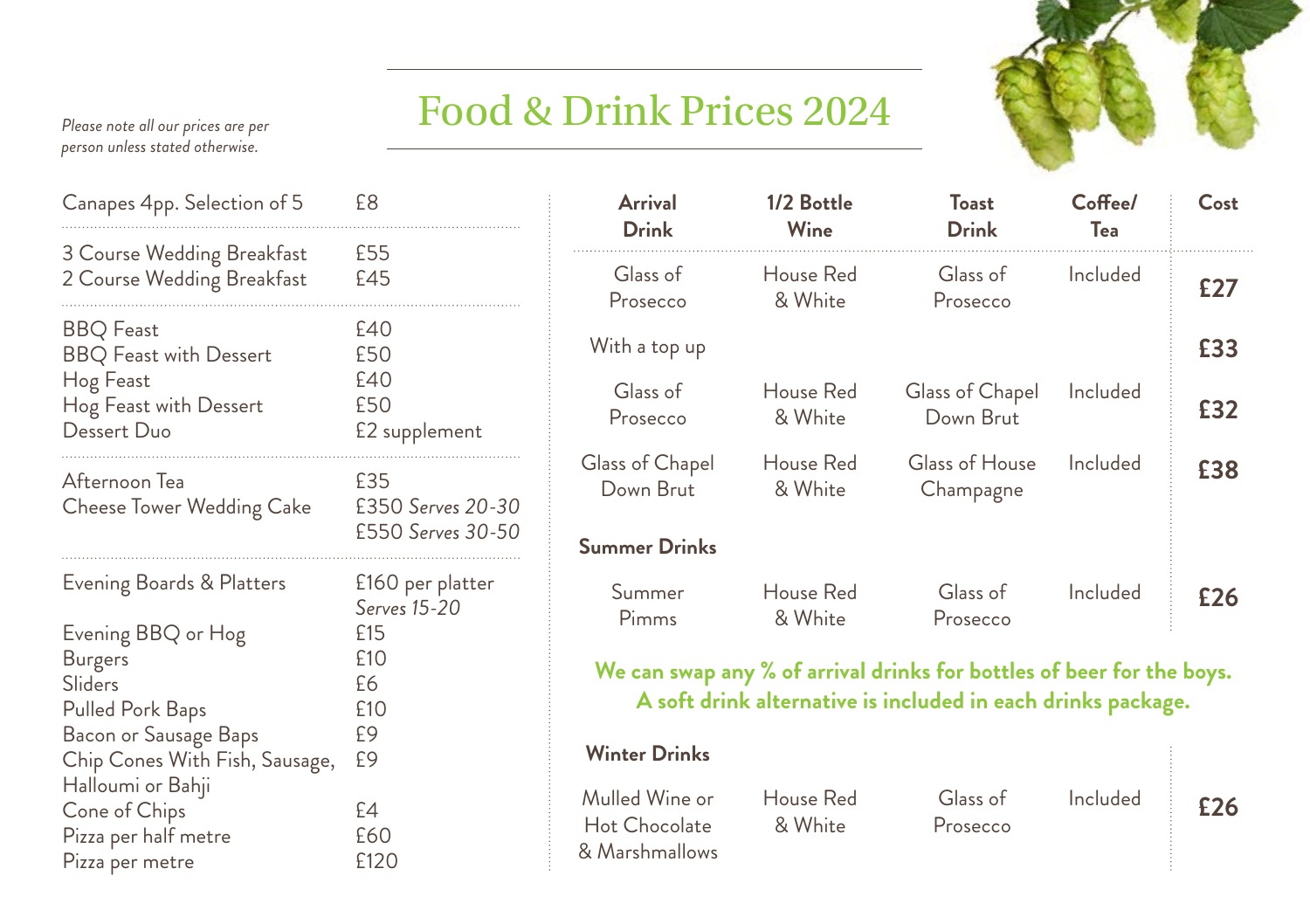# Food & Drink Prices 2024

*Please note all our prices are per person unless stated otherwise.*

| Item | Price |
|---|---|
| Canapes 4pp. Selection of 5 | £8 |
| 3 Course Wedding Breakfast | £55 |
| 2 Course Wedding Breakfast | £45 |
| BBQ Feast | £40 |
| BBQ Feast with Dessert | £50 |
| Hog Feast | £40 |
| Hog Feast with Dessert | £50 |
| Dessert Duo | £2 supplement |
| Afternoon Tea | £35 |
| Cheese Tower Wedding Cake | £350 *Serves 20-30*<br>£550 *Serves 30-50* |
| Evening Boards & Platters | £160 per platter *Serves 15-20* |
| Evening BBQ or Hog | £15 |
| Burgers | £10 |
| Sliders | £6 |
| Pulled Pork Baps | £10 |
| Bacon or Sausage Baps | £9 |
| Chip Cones With Fish, Sausage, Halloumi or Bahji | £9 |
| Cone of Chips | £4 |
| Pizza per half metre | £60 |
| Pizza per metre | £120 |

| **Arrival Drink** | **1/2 Bottle Wine** | **Toast Drink** | **Coffee/ Tea** | **Cost** |
|---|---|---|---|---|
| Glass of Prosecco | House Red & White | Glass of Prosecco | Included | **£27** |
| With a top up | | | | **£33** |
| Glass of Prosecco | House Red & White | Glass of Chapel Down Brut | Included | **£32** |
| Glass of Chapel Down Brut | House Red & White | Glass of House Champagne | Included | **£38** |
| **Summer Drinks** | | | | |
| Summer Pimms | House Red & White | Glass of Prosecco | Included | **£26** |

**We can swap any % of arrival drinks for bottles of beer for the boys.**
**A soft drink alternative is included in each drinks package.**

| **Winter Drinks** | | | | |
|---|---|---|---|---|
| Mulled Wine or Hot Chocolate & Marshmallows | House Red & White | Glass of Prosecco | Included | **£26** |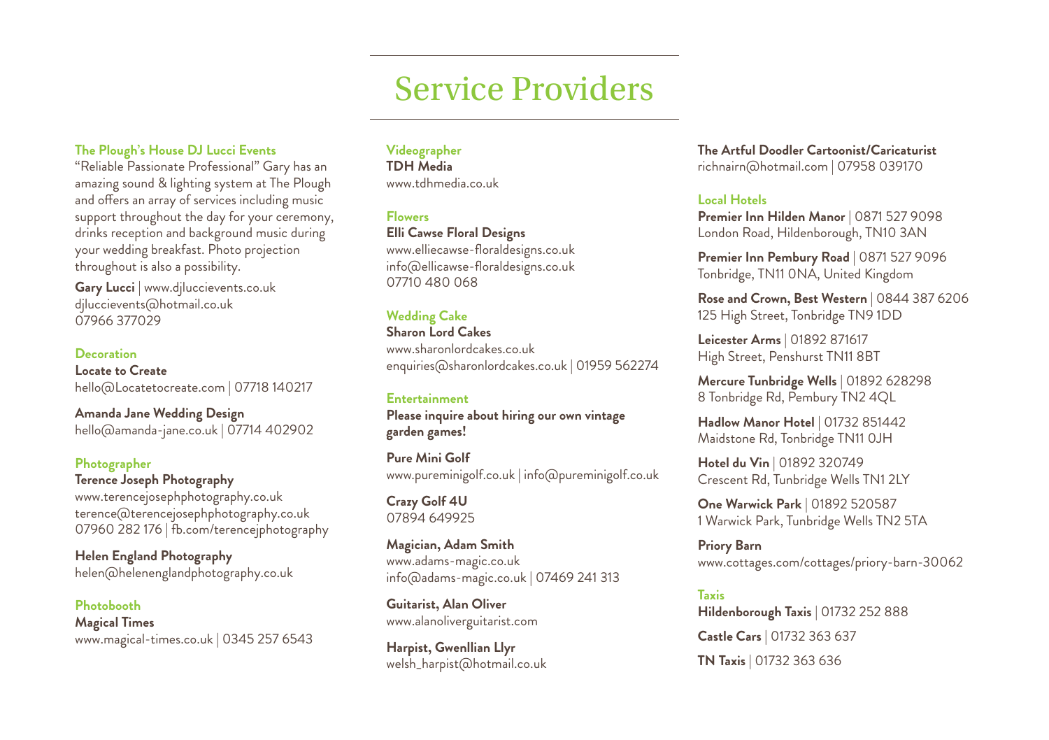# Service Providers

### The Plough's House DJ Lucci Events

"Reliable Passionate Professional" Gary has an amazing sound & lighting system at The Plough and offers an array of services including music support throughout the day for your ceremony, drinks reception and background music during your wedding breakfast. Photo projection throughout is also a possibility.

**Gary Lucci** | www.djluccievents.co.uk
djluccievents@hotmail.co.uk
07966 377029

### Decoration

**Locate to Create**
hello@Locatetocreate.com | 07718 140217

**Amanda Jane Wedding Design**
hello@amanda-jane.co.uk | 07714 402902

### Photographer

**Terence Joseph Photography**
www.terencejosephphotography.co.uk
terence@terencejosephphotography.co.uk
07960 282 176 | fb.com/terencejphotography

**Helen England Photography**
helen@helenenglandphotography.co.uk

### Photobooth

**Magical Times**
www.magical-times.co.uk | 0345 257 6543

### Videographer

**TDH Media**
www.tdhmedia.co.uk

### Flowers

**Elli Cawse Floral Designs**
www.elliecawse-floraldesigns.co.uk
info@ellicawse-floraldesigns.co.uk
07710 480 068

### Wedding Cake

**Sharon Lord Cakes**
www.sharonlordcakes.co.uk
enquiries@sharonlordcakes.co.uk | 01959 562274

### Entertainment

**Please inquire about hiring our own vintage garden games!**

**Pure Mini Golf**
www.pureminigolf.co.uk | info@pureminigolf.co.uk

**Crazy Golf 4U**
07894 649925

**Magician, Adam Smith**
www.adams-magic.co.uk
info@adams-magic.co.uk | 07469 241 313

**Guitarist, Alan Oliver**
www.alanoliverguitarist.com

**Harpist, Gwenllian Llyr**
welsh_harpist@hotmail.co.uk

**The Artful Doodler Cartoonist/Caricaturist**
richnairn@hotmail.com | 07958 039170

### Local Hotels

**Premier Inn Hilden Manor** | 0871 527 9098
London Road, Hildenborough, TN10 3AN

**Premier Inn Pembury Road** | 0871 527 9096
Tonbridge, TN11 0NA, United Kingdom

**Rose and Crown, Best Western** | 0844 387 6206
125 High Street, Tonbridge TN9 1DD

**Leicester Arms** | 01892 871617
High Street, Penshurst TN11 8BT

**Mercure Tunbridge Wells** | 01892 628298
8 Tonbridge Rd, Pembury TN2 4QL

**Hadlow Manor Hotel** | 01732 851442
Maidstone Rd, Tonbridge TN11 0JH

**Hotel du Vin** | 01892 320749
Crescent Rd, Tunbridge Wells TN1 2LY

**One Warwick Park** | 01892 520587
1 Warwick Park, Tunbridge Wells TN2 5TA

**Priory Barn**
www.cottages.com/cottages/priory-barn-30062

### Taxis

**Hildenborough Taxis** | 01732 252 888

**Castle Cars** | 01732 363 637

**TN Taxis** | 01732 363 636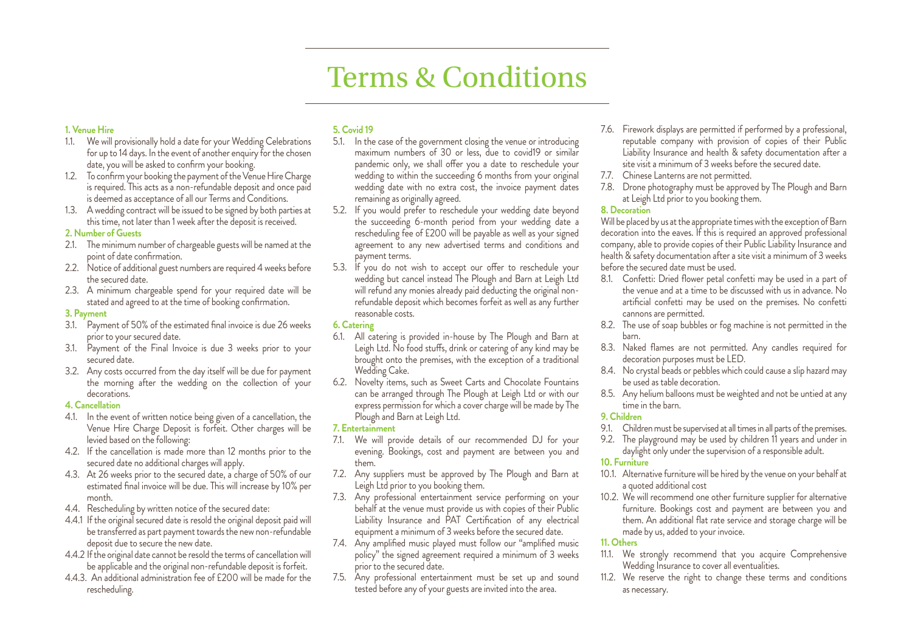# Terms & Conditions

**1. Venue Hire**

1.1. We will provisionally hold a date for your Wedding Celebrations for up to 14 days. In the event of another enquiry for the chosen date, you will be asked to confirm your booking.

1.2. To confirm your booking the payment of the Venue Hire Charge is required. This acts as a non-refundable deposit and once paid is deemed as acceptance of all our Terms and Conditions.

1.3. A wedding contract will be issued to be signed by both parties at this time, not later than 1 week after the deposit is received.

**2. Number of Guests**

2.1. The minimum number of chargeable guests will be named at the point of date confirmation.

2.2. Notice of additional guest numbers are required 4 weeks before the secured date.

2.3. A minimum chargeable spend for your required date will be stated and agreed to at the time of booking confirmation.

**3. Payment**

3.1. Payment of 50% of the estimated final invoice is due 26 weeks prior to your secured date.

3.1. Payment of the Final Invoice is due 3 weeks prior to your secured date.

3.2. Any costs occurred from the day itself will be due for payment the morning after the wedding on the collection of your decorations.

**4. Cancellation**

4.1. In the event of written notice being given of a cancellation, the Venue Hire Charge Deposit is forfeit. Other charges will be levied based on the following:

4.2. If the cancellation is made more than 12 months prior to the secured date no additional charges will apply.

4.3. At 26 weeks prior to the secured date, a charge of 50% of our estimated final invoice will be due. This will increase by 10% per month.

4.4. Rescheduling by written notice of the secured date:

4.4.1 If the original secured date is resold the original deposit paid will be transferred as part payment towards the new non-refundable deposit due to secure the new date.

4.4.2 If the original date cannot be resold the terms of cancellation will be applicable and the original non-refundable deposit is forfeit.

4.4.3. An additional administration fee of £200 will be made for the rescheduling.

**5. Covid 19**

5.1. In the case of the government closing the venue or introducing maximum numbers of 30 or less, due to covid19 or similar pandemic only, we shall offer you a date to reschedule your wedding to within the succeeding 6 months from your original wedding date with no extra cost, the invoice payment dates remaining as originally agreed.

5.2. If you would prefer to reschedule your wedding date beyond the succeeding 6-month period from your wedding date a rescheduling fee of £200 will be payable as well as your signed agreement to any new advertised terms and conditions and payment terms.

5.3. If you do not wish to accept our offer to reschedule your wedding but cancel instead The Plough and Barn at Leigh Ltd will refund any monies already paid deducting the original non-refundable deposit which becomes forfeit as well as any further reasonable costs.

**6. Catering**

6.1. All catering is provided in-house by The Plough and Barn at Leigh Ltd. No food stuffs, drink or catering of any kind may be brought onto the premises, with the exception of a traditional Wedding Cake.

6.2. Novelty items, such as Sweet Carts and Chocolate Fountains can be arranged through The Plough at Leigh Ltd or with our express permission for which a cover charge will be made by The Plough and Barn at Leigh Ltd.

**7. Entertainment**

7.1. We will provide details of our recommended DJ for your evening. Bookings, cost and payment are between you and them.

7.2. Any suppliers must be approved by The Plough and Barn at Leigh Ltd prior to you booking them.

7.3. Any professional entertainment service performing on your behalf at the venue must provide us with copies of their Public Liability Insurance and PAT Certification of any electrical equipment a minimum of 3 weeks before the secured date.

7.4. Any amplified music played must follow our "amplified music policy" the signed agreement required a minimum of 3 weeks prior to the secured date.

7.5. Any professional entertainment must be set up and sound tested before any of your guests are invited into the area.

7.6. Firework displays are permitted if performed by a professional, reputable company with provision of copies of their Public Liability Insurance and health & safety documentation after a site visit a minimum of 3 weeks before the secured date.

7.7. Chinese Lanterns are not permitted.

7.8. Drone photography must be approved by The Plough and Barn at Leigh Ltd prior to you booking them.

**8. Decoration**

Will be placed by us at the appropriate times with the exception of Barn decoration into the eaves. If this is required an approved professional company, able to provide copies of their Public Liability Insurance and health & safety documentation after a site visit a minimum of 3 weeks before the secured date must be used.

8.1. Confetti: Dried flower petal confetti may be used in a part of the venue and at a time to be discussed with us in advance. No artificial confetti may be used on the premises. No confetti cannons are permitted.

8.2. The use of soap bubbles or fog machine is not permitted in the barn.

8.3. Naked flames are not permitted. Any candles required for decoration purposes must be LED.

8.4. No crystal beads or pebbles which could cause a slip hazard may be used as table decoration.

8.5. Any helium balloons must be weighted and not be untied at any time in the barn.

**9. Children**

9.1. Children must be supervised at all times in all parts of the premises.

9.2. The playground may be used by children 11 years and under in daylight only under the supervision of a responsible adult.

**10. Furniture**

10.1. Alternative furniture will be hired by the venue on your behalf at a quoted additional cost

10.2. We will recommend one other furniture supplier for alternative furniture. Bookings cost and payment are between you and them. An additional flat rate service and storage charge will be made by us, added to your invoice.

**11. Others**

11.1. We strongly recommend that you acquire Comprehensive Wedding Insurance to cover all eventualities.

11.2. We reserve the right to change these terms and conditions as necessary.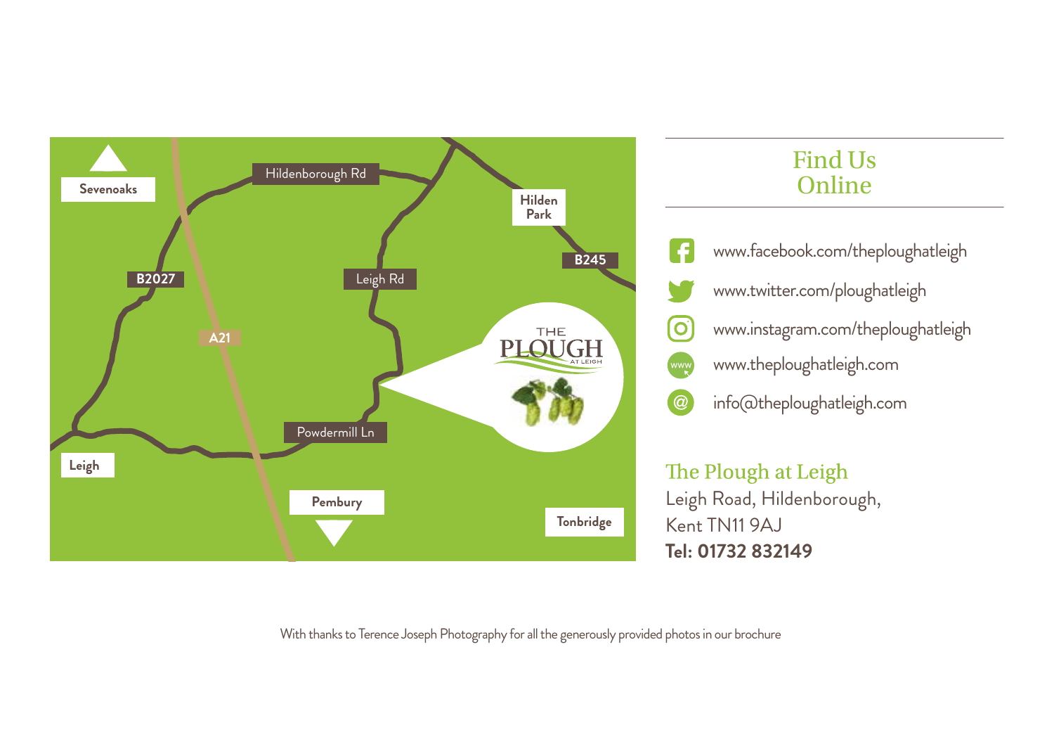Sevenoaks

Hildenborough Rd

Hilden Park

B245

B2027

Leigh Rd

A21

THE PLOUGH AT LEIGH

Powdermill Ln

Leigh

Pembury

Tonbridge

## Find Us Online

www.facebook.com/theploughatleigh

www.twitter.com/ploughatleigh

www.instagram.com/theploughatleigh

www.theploughatleigh.com

info@theploughatleigh.com

### The Plough at Leigh

Leigh Road, Hildenborough,
Kent TN11 9AJ
**Tel: 01732 832149**

With thanks to Terence Joseph Photography for all the generously provided photos in our brochure